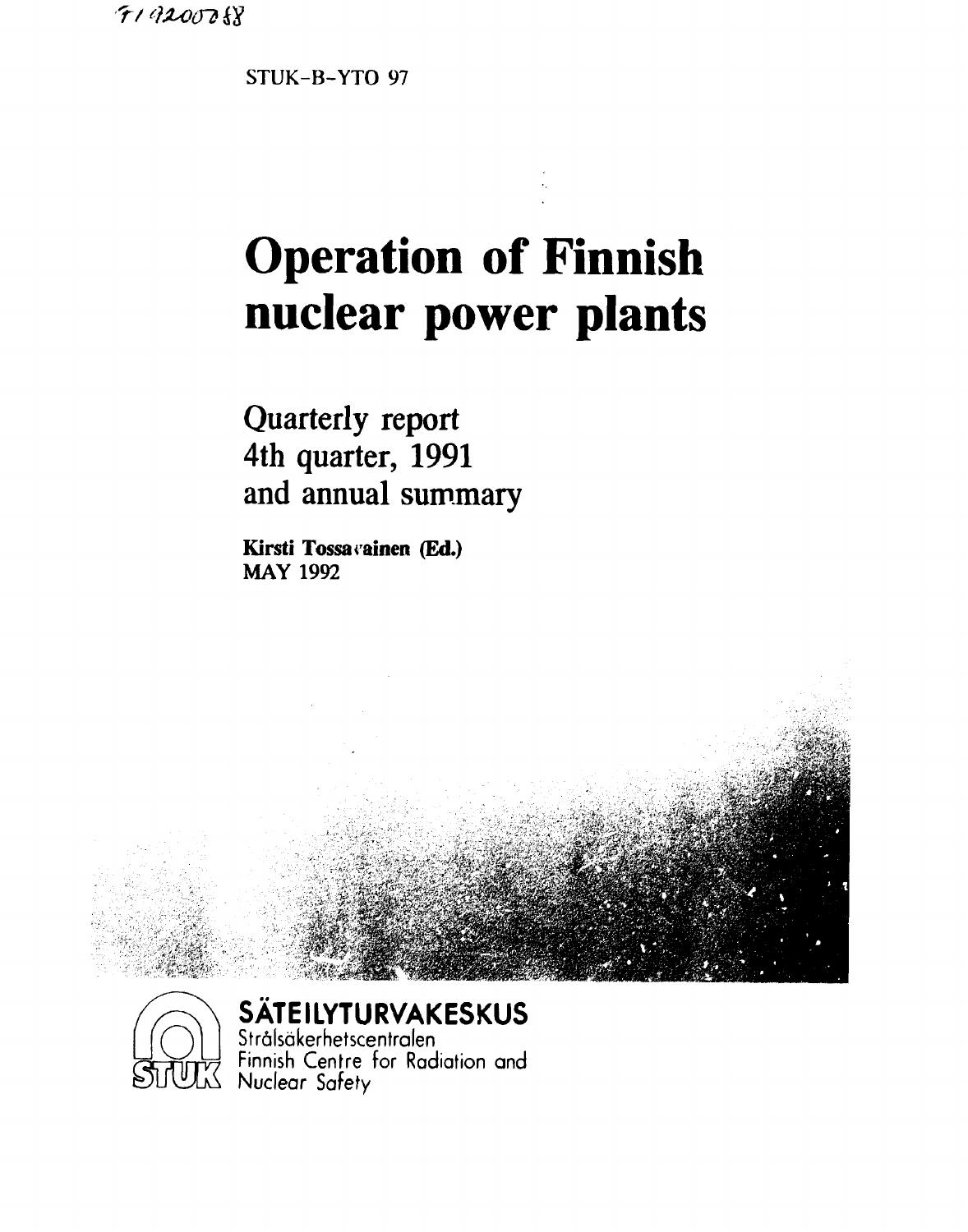FI9200088

STUK-B-YTO 97

# Operation of Finnish nuclear power plants

## Quarterly report 4th quarter, 1991 and annual summary

**Kirsti Tossavainen (Ed.)**
MAY 1992

**SÄTEILYTURVAKESKUS**
Strålsäkerhetscentralen
Finnish Centre for Radiation and Nuclear Safety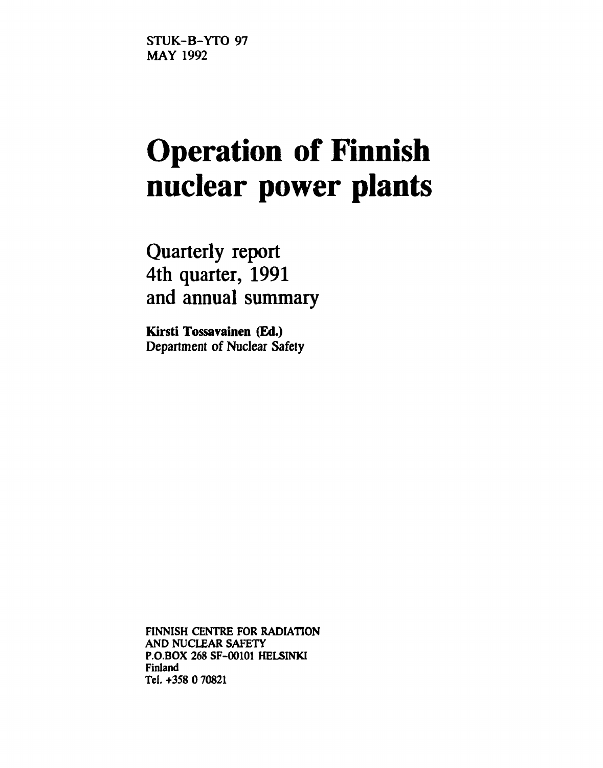STUK-B-YTO 97
MAY 1992

# Operation of Finnish nuclear power plants

## Quarterly report
## 4th quarter, 1991
## and annual summary

**Kirsti Tossavainen (Ed.)**
Department of Nuclear Safety

**FINNISH CENTRE FOR RADIATION AND NUCLEAR SAFETY**
**P.O.BOX 268 SF-00101 HELSINKI**
**Finland**
**Tel. +358 0 70821**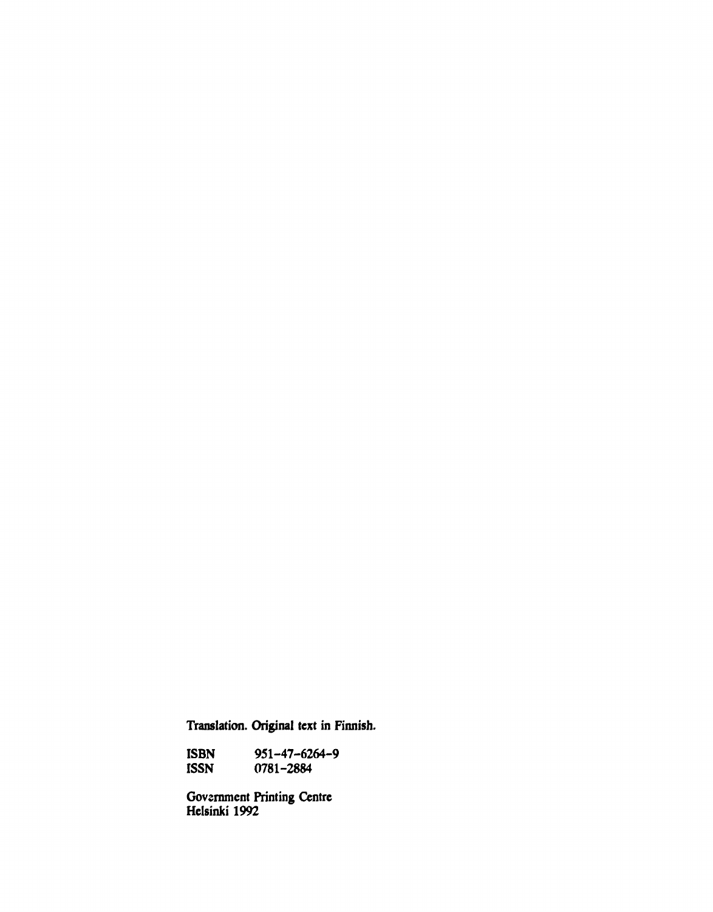Translation. Original text in Finnish.

| | |
|---|---|
| ISBN | 951-47-6264-9 |
| ISSN | 0781-2884 |

Government Printing Centre
Helsinki 1992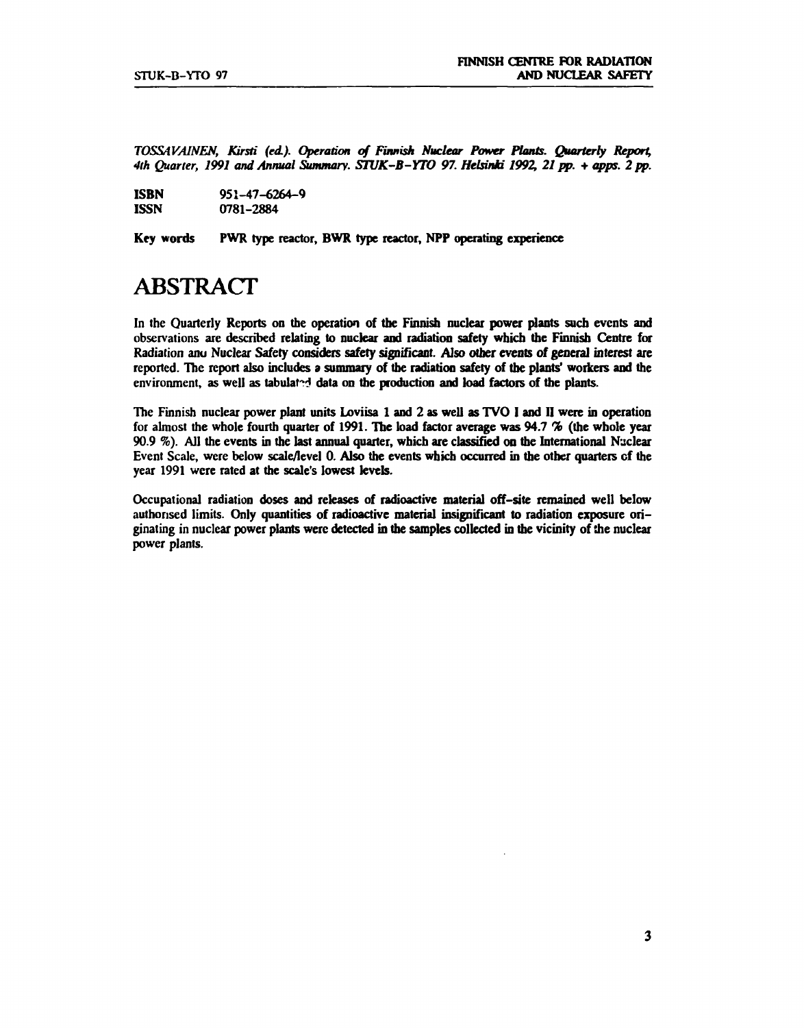*TOSSAVAINEN, Kirsti (ed.). Operation of Finnish Nuclear Power Plants. Quarterly Report, 4th Quarter, 1991 and Annual Summary. STUK-B-YTO 97. Helsinki 1992, 21 pp. + apps. 2 pp.*

**ISBN** 951-47-6264-9
**ISSN** 0781-2884

**Key words** PWR type reactor, BWR type reactor, NPP operating experience

# ABSTRACT

In the Quarterly Reports on the operation of the Finnish nuclear power plants such events and observations are described relating to nuclear and radiation safety which the Finnish Centre for Radiation and Nuclear Safety considers safety significant. Also other events of general interest are reported. The report also includes a summary of the radiation safety of the plants' workers and the environment, as well as tabulated data on the production and load factors of the plants.

The Finnish nuclear power plant units Loviisa 1 and 2 as well as TVO I and II were in operation for almost the whole fourth quarter of 1991. The load factor average was 94.7 % (the whole year 90.9 %). All the events in the last annual quarter, which are classified on the International Nuclear Event Scale, were below scale/level 0. Also the events which occurred in the other quarters of the year 1991 were rated at the scale's lowest levels.

Occupational radiation doses and releases of radioactive material off-site remained well below authorised limits. Only quantities of radioactive material insignificant to radiation exposure originating in nuclear power plants were detected in the samples collected in the vicinity of the nuclear power plants.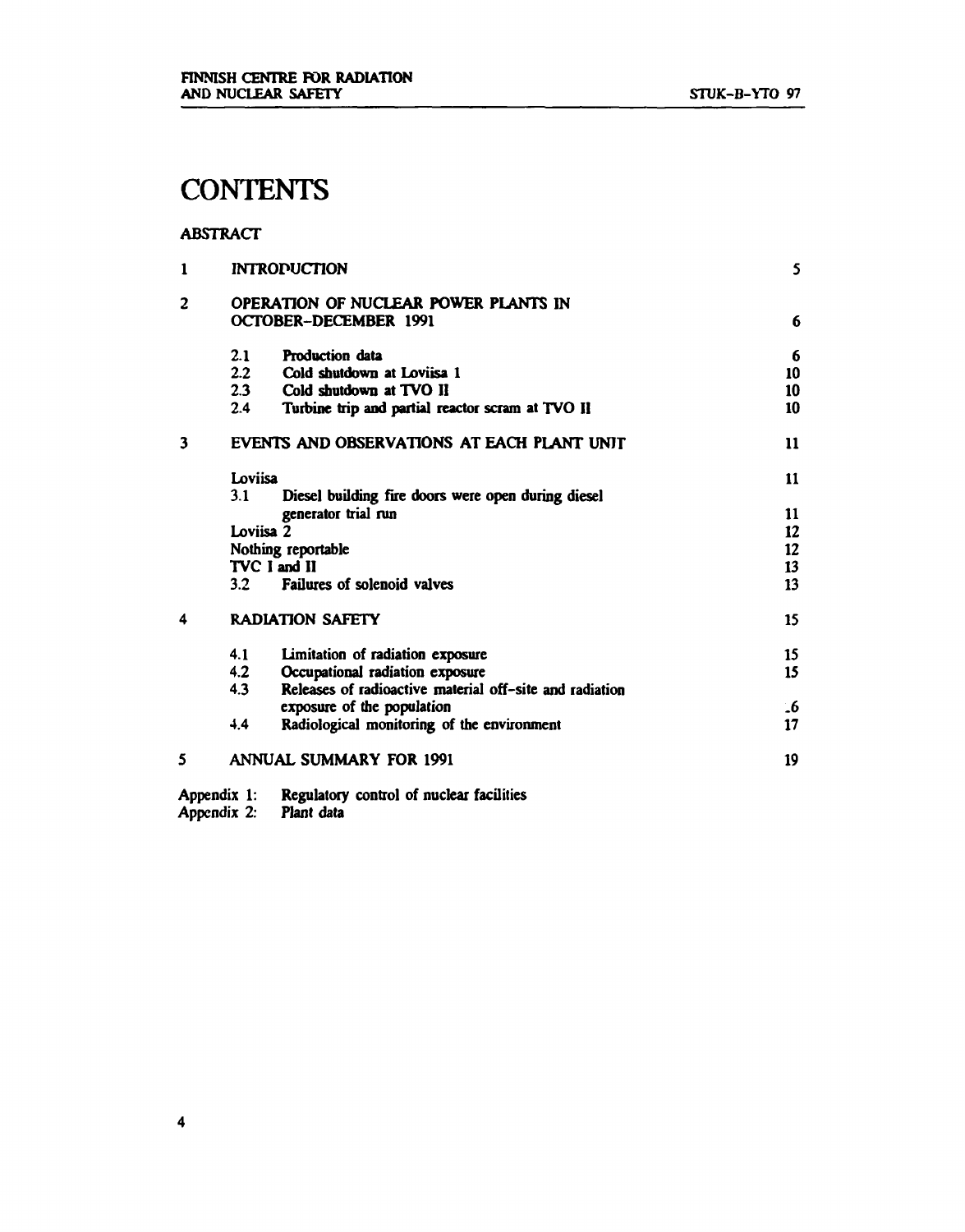# CONTENTS

ABSTRACT

| | | |
|---|---|---|
| 1 | INTRODUCTION | 5 |
| 2 | OPERATION OF NUCLEAR POWER PLANTS IN OCTOBER–DECEMBER 1991 | 6 |
| | 2.1 Production data | 6 |
| | 2.2 Cold shutdown at Loviisa 1 | 10 |
| | 2.3 Cold shutdown at TVO II | 10 |
| | 2.4 Turbine trip and partial reactor scram at TVO II | 10 |
| 3 | EVENTS AND OBSERVATIONS AT EACH PLANT UNIT | 11 |
| | Loviisa | 11 |
| | 3.1 Diesel building fire doors were open during diesel generator trial run | 11 |
| | Loviisa 2 | 12 |
| | Nothing reportable | 12 |
| | TVC I and II | 13 |
| | 3.2 Failures of solenoid valves | 13 |
| 4 | RADIATION SAFETY | 15 |
| | 4.1 Limitation of radiation exposure | 15 |
| | 4.2 Occupational radiation exposure | 15 |
| | 4.3 Releases of radioactive material off-site and radiation exposure of the population | 16 |
| | 4.4 Radiological monitoring of the environment | 17 |
| 5 | ANNUAL SUMMARY FOR 1991 | 19 |

Appendix 1: Regulatory control of nuclear facilities
Appendix 2: Plant data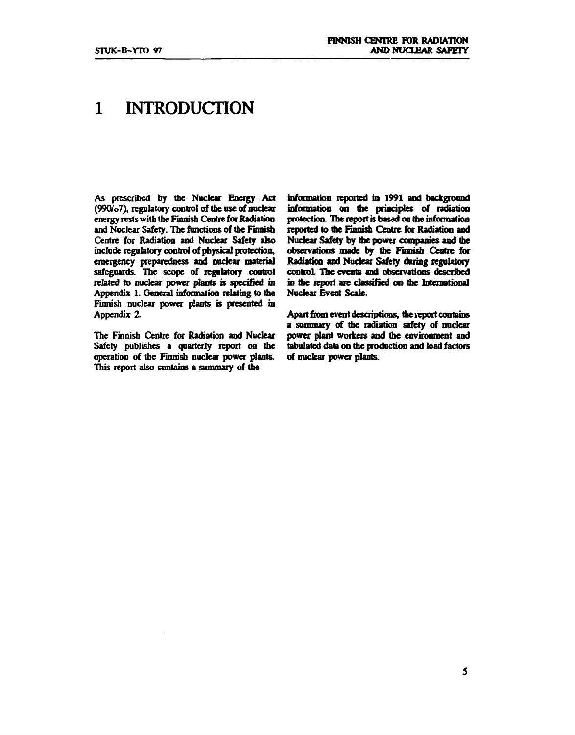# 1 INTRODUCTION

As prescribed by the Nuclear Energy Act (990/87), regulatory control of the use of nuclear energy rests with the Finnish Centre for Radiation and Nuclear Safety. The functions of the Finnish Centre for Radiation and Nuclear Safety also include regulatory control of physical protection, emergency preparedness and nuclear material safeguards. The scope of regulatory control related to nuclear power plants is specified in Appendix 1. General information relating to the Finnish nuclear power plants is presented in Appendix 2.

The Finnish Centre for Radiation and Nuclear Safety publishes a quarterly report on the operation of the Finnish nuclear power plants. This report also contains a summary of the information reported in 1991 and background information on the principles of radiation protection. The report is based on the information reported to the Finnish Centre for Radiation and Nuclear Safety by the power companies and the observations made by the Finnish Centre for Radiation and Nuclear Safety during regulatory control. The events and observations described in the report are classified on the International Nuclear Event Scale.

Apart from event descriptions, the report contains a summary of the radiation safety of nuclear power plant workers and the environment and tabulated data on the production and load factors of nuclear power plants.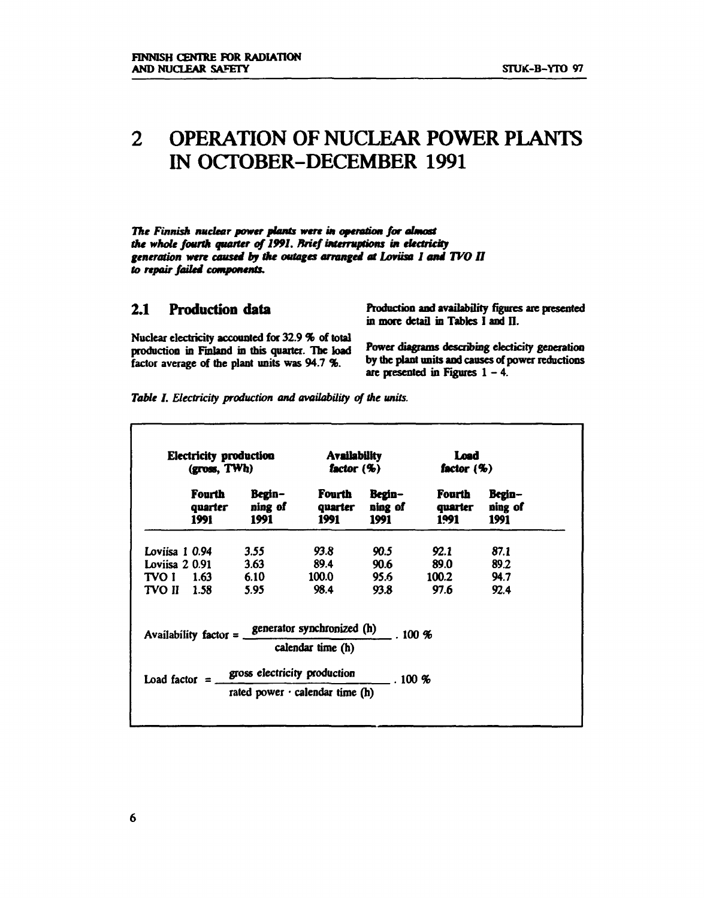# 2 OPERATION OF NUCLEAR POWER PLANTS IN OCTOBER-DECEMBER 1991

***The Finnish nuclear power plants were in operation for almost the whole fourth quarter of 1991. Brief interruptions in electricity generation were caused by the outages arranged at Loviisa 1 and TVO II to repair failed components.***

## 2.1 Production data

Nuclear electricity accounted for 32.9 % of total production in Finland in this quarter. The load factor average of the plant units was 94.7 %.

Production and availability figures are presented in more detail in Tables I and II.

Power diagrams describing electicity generation by the plant units and causes of power reductions are presented in Figures 1 – 4.

*Table I. Electricity production and availability of the units.*

| | Electricity production (gross, TWh) | | Availability factor (%) | | Load factor (%) | |
|---|---|---|---|---|---|---|
| | Fourth quarter 1991 | Beginning of 1991 | Fourth quarter 1991 | Beginning of 1991 | Fourth quarter 1991 | Beginning of 1991 |
| Loviisa 1 | 0.94 | 3.55 | 93.8 | 90.5 | 92.1 | 87.1 |
| Loviisa 2 | 0.91 | 3.63 | 89.4 | 90.6 | 89.0 | 89.2 |
| TVO I | 1.63 | 6.10 | 100.0 | 95.6 | 100.2 | 94.7 |
| TVO II | 1.58 | 5.95 | 98.4 | 93.8 | 97.6 | 92.4 |

$$\text{Availability factor} = \frac{\text{generator synchronized (h)}}{\text{calendar time (h)}} \cdot 100\ \%$$

$$\text{Load factor} = \frac{\text{gross electricity production}}{\text{rated power} \cdot \text{calendar time (h)}} \cdot 100\ \%$$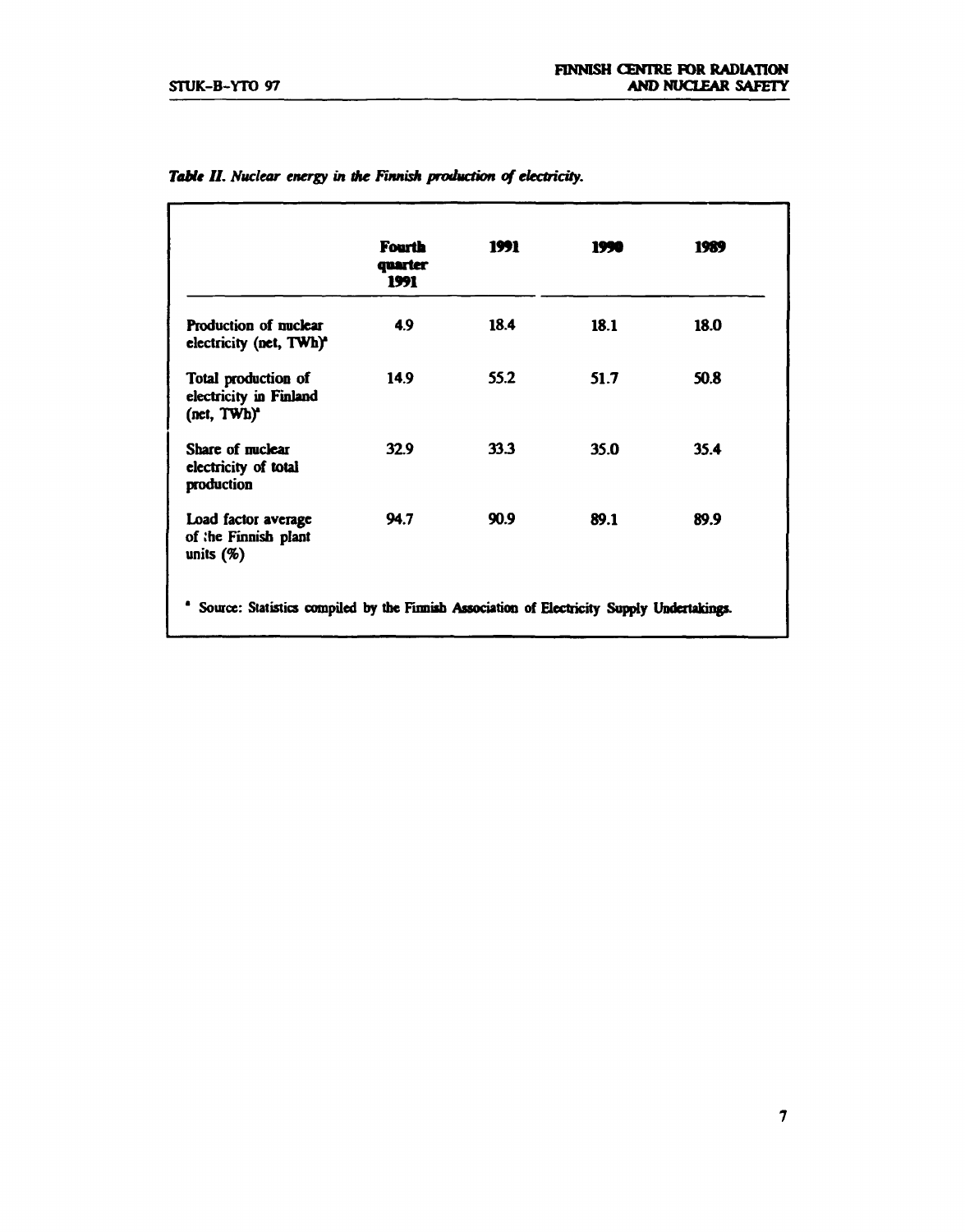*Table II. Nuclear energy in the Finnish production of electricity.*

| | Fourth quarter 1991 | 1991 | 1990 | 1989 |
|---|---|---|---|---|
| Production of nuclear electricity (net, TWh)[a] | 4.9 | 18.4 | 18.1 | 18.0 |
| Total production of electricity in Finland (net, TWh)[a] | 14.9 | 55.2 | 51.7 | 50.8 |
| Share of nuclear electricity of total production | 32.9 | 33.3 | 35.0 | 35.4 |
| Load factor average of the Finnish plant units (%) | 94.7 | 90.9 | 89.1 | 89.9 |

[a] Source: Statistics compiled by the Finnish Association of Electricity Supply Undertakings.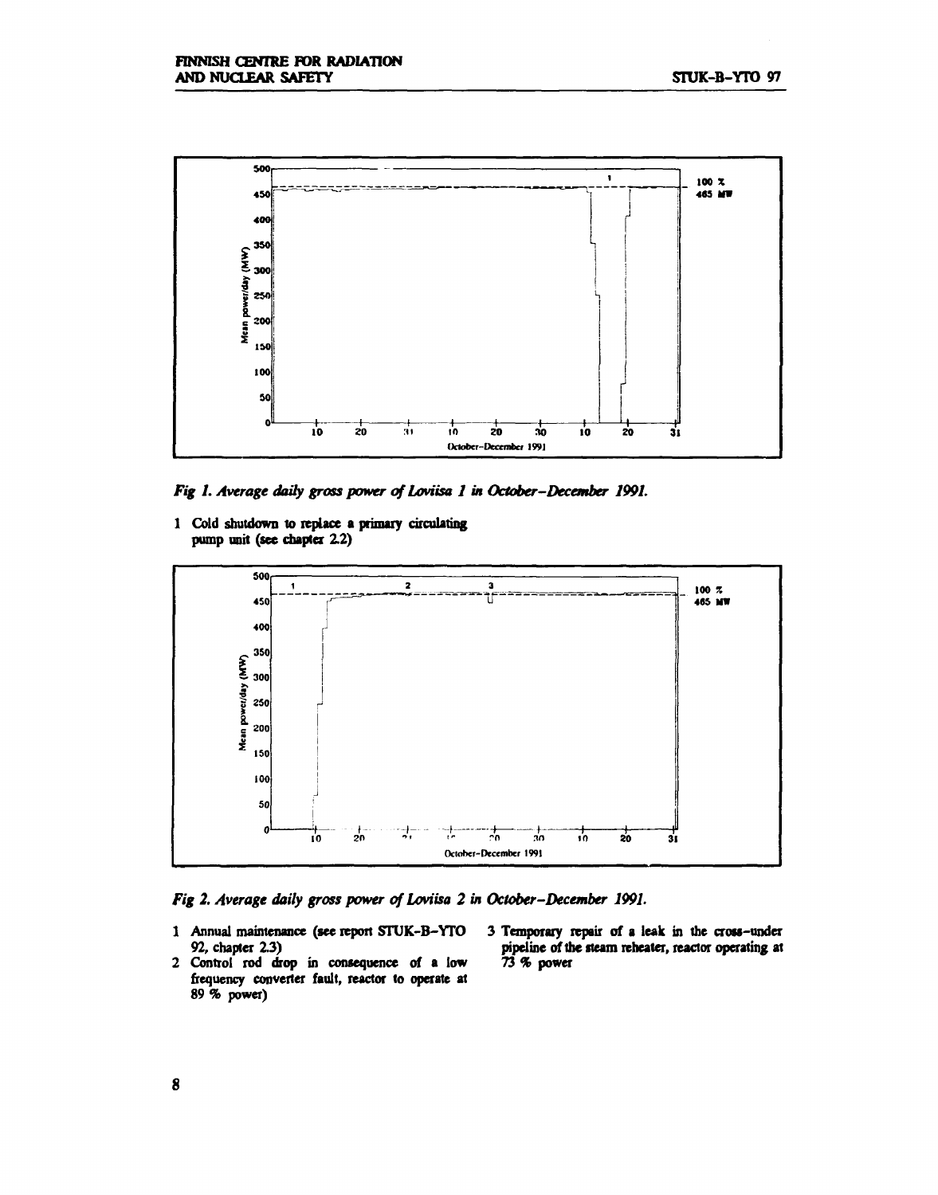*Fig 1. Average daily gross power of Loviisa 1 in October–December 1991.*

1 Cold shutdown to replace a primary circulating pump unit (see chapter 2.2)

*Fig 2. Average daily gross power of Loviisa 2 in October–December 1991.*

1 Annual maintenance (see report STUK-B-YTO 92, chapter 2.3)
2 Control rod drop in consequence of a low frequency converter fault, reactor to operate at 89 % power)
3 Temporary repair of a leak in the cross-under pipeline of the steam reheater, reactor operating at 73 % power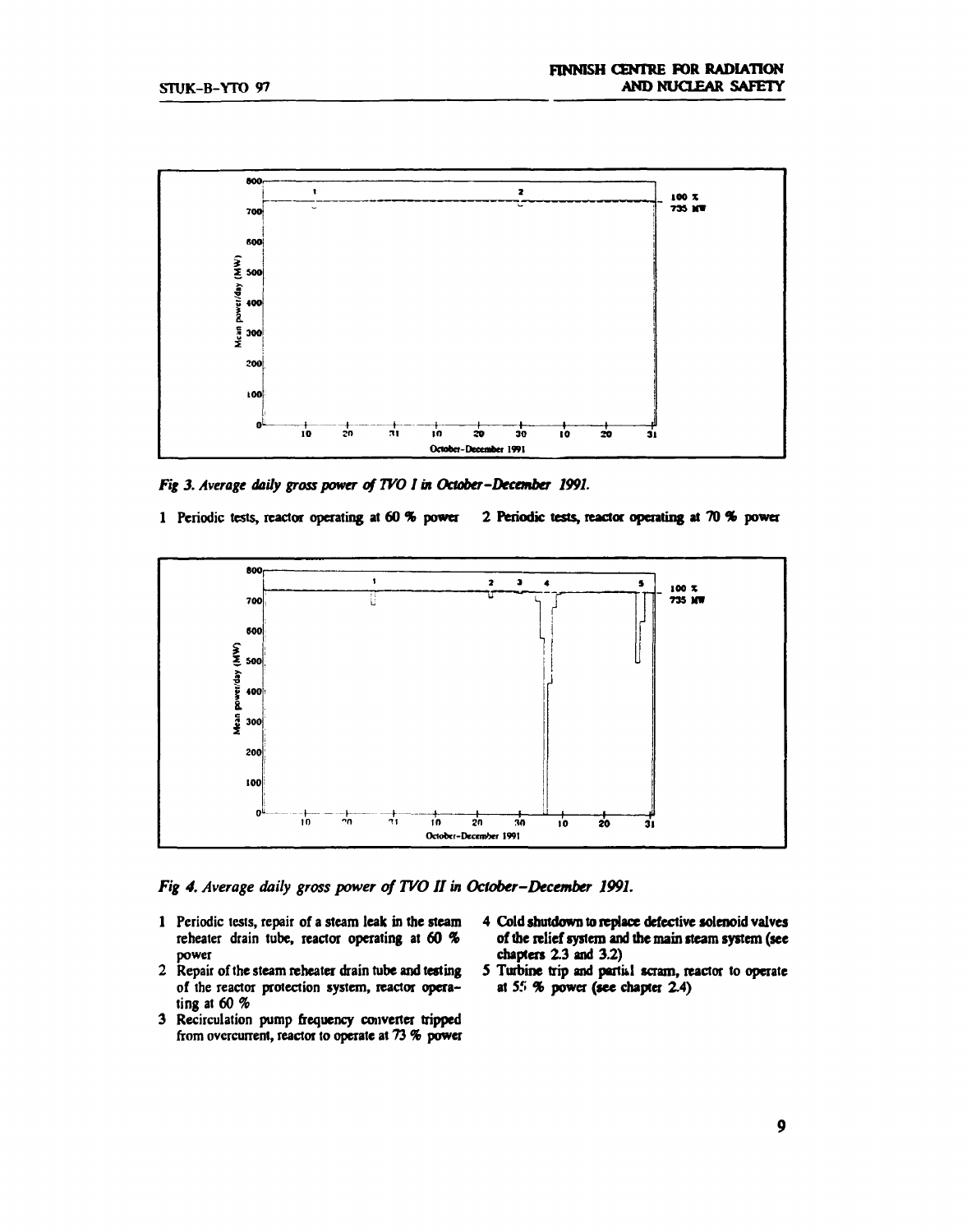*Fig 3. Average daily gross power of TVO I in October–December 1991.*

1 Periodic tests, reactor operating at 60 % power
2 Periodic tests, reactor operating at 70 % power

*Fig 4. Average daily gross power of TVO II in October–December 1991.*

1 Periodic tests, repair of a steam leak in the steam reheater drain tube, reactor operating at 60 % power
2 Repair of the steam reheater drain tube and testing of the reactor protection system, reactor operating at 60 %
3 Recirculation pump frequency converter tripped from overcurrent, reactor to operate at 73 % power
4 Cold shutdown to replace defective solenoid valves of the relief system and the main steam system (see chapters 2.3 and 3.2)
5 Turbine trip and partial scram, reactor to operate at 55 % power (see chapter 2.4)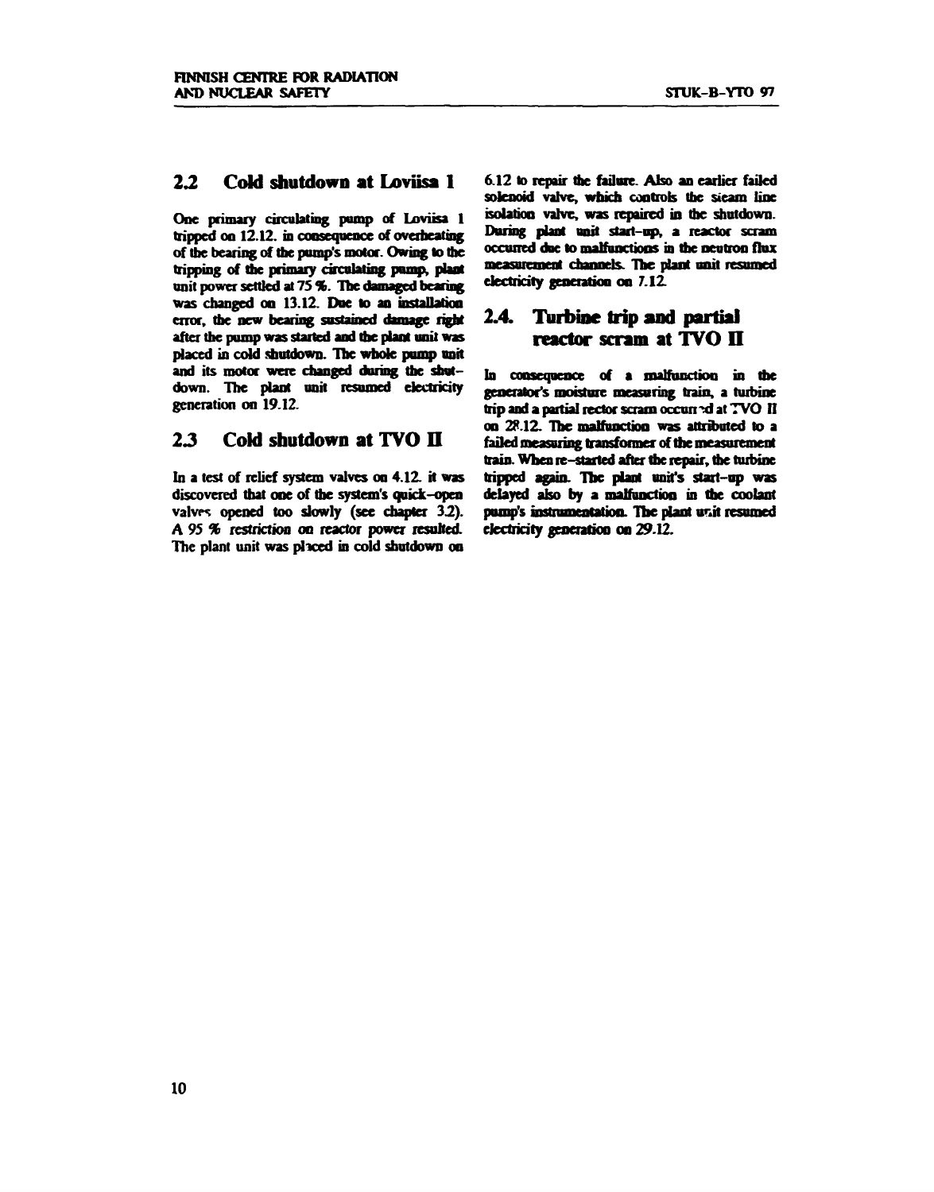## 2.2 Cold shutdown at Loviisa 1

One primary circulating pump of Loviisa 1 tripped on 12.12. in consequence of overheating of the bearing of the pump's motor. Owing to the tripping of the primary circulating pump, plant unit power settled at 75 %. The damaged bearing was changed on 13.12. Due to an installation error, the new bearing sustained damage right after the pump was started and the plant unit was placed in cold shutdown. The whole pump unit and its motor were changed during the shutdown. The plant unit resumed electricity generation on 19.12.

## 2.3 Cold shutdown at TVO II

In a test of relief system valves on 4.12. it was discovered that one of the system's quick-open valves opened too slowly (see chapter 3.2). A 95 % restriction on reactor power resulted. The plant unit was placed in cold shutdown on 6.12 to repair the failure. Also an earlier failed solenoid valve, which controls the steam line isolation valve, was repaired in the shutdown. During plant unit start-up, a reactor scram occurred due to malfunctions in the neutron flux measurement channels. The plant unit resumed electricity generation on 7.12.

## 2.4. Turbine trip and partial reactor scram at TVO II

In consequence of a malfunction in the generator's moisture measuring train, a turbine trip and a partial rector scram occurred at TVO II on 28.12. The malfunction was attributed to a failed measuring transformer of the measurement train. When re-started after the repair, the turbine tripped again. The plant unit's start-up was delayed also by a malfunction in the coolant pump's instrumentation. The plant unit resumed electricity generation on 29.12.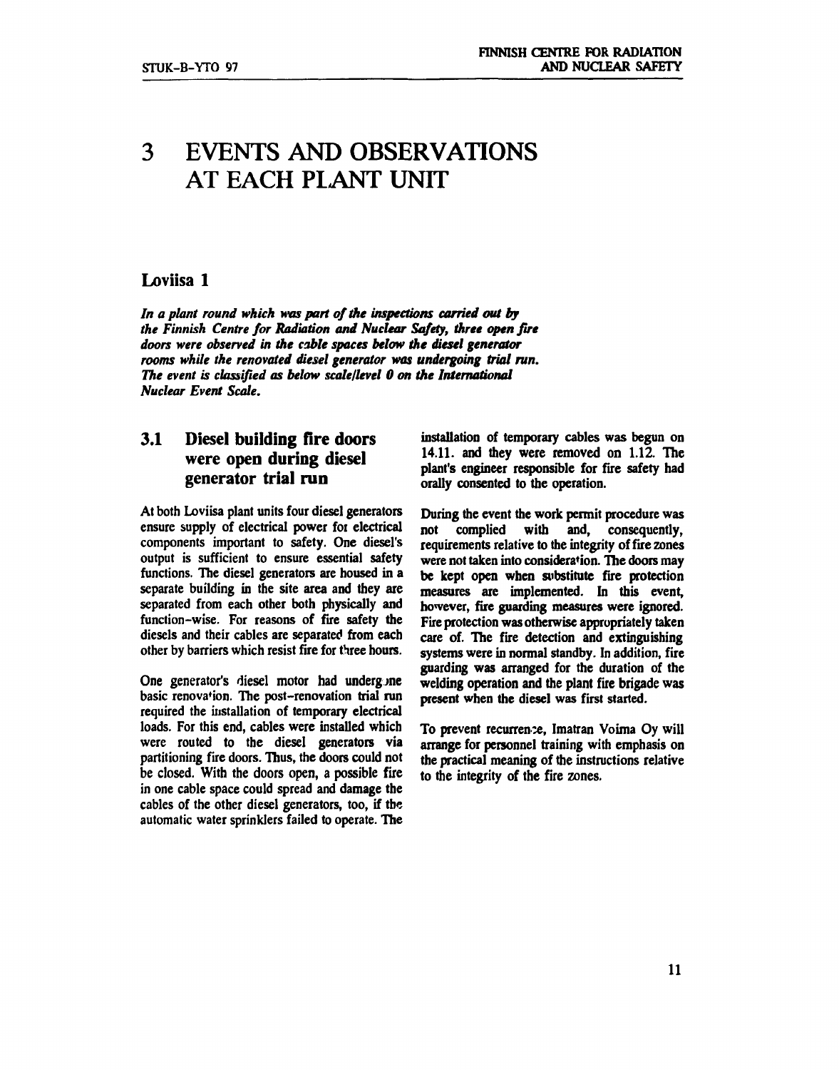# 3 EVENTS AND OBSERVATIONS AT EACH PLANT UNIT

## Loviisa 1

***In a plant round which was part of the inspections carried out by the Finnish Centre for Radiation and Nuclear Safety, three open fire doors were observed in the cable spaces below the diesel generator rooms while the renovated diesel generator was undergoing trial run. The event is classified as below scale/level 0 on the International Nuclear Event Scale.***

### 3.1 Diesel building fire doors were open during diesel generator trial run

At both Loviisa plant units four diesel generators ensure supply of electrical power for electrical components important to safety. One diesel's output is sufficient to ensure essential safety functions. The diesel generators are housed in a separate building in the site area and they are separated from each other both physically and function-wise. For reasons of fire safety the diesels and their cables are separated from each other by barriers which resist fire for three hours.

One generator's diesel motor had undergone basic renovation. The post-renovation trial run required the installation of temporary electrical loads. For this end, cables were installed which were routed to the diesel generators via partitioning fire doors. Thus, the doors could not be closed. With the doors open, a possible fire in one cable space could spread and damage the cables of the other diesel generators, too, if the automatic water sprinklers failed to operate. The installation of temporary cables was begun on 14.11. and they were removed on 1.12. The plant's engineer responsible for fire safety had orally consented to the operation.

During the event the work permit procedure was not complied with and, consequently, requirements relative to the integrity of fire zones were not taken into consideration. The doors may be kept open when substitute fire protection measures are implemented. In this event, however, fire guarding measures were ignored. Fire protection was otherwise appropriately taken care of. The fire detection and extinguishing systems were in normal standby. In addition, fire guarding was arranged for the duration of the welding operation and the plant fire brigade was present when the diesel was first started.

To prevent recurrence, Imatran Voima Oy will arrange for personnel training with emphasis on the practical meaning of the instructions relative to the integrity of the fire zones.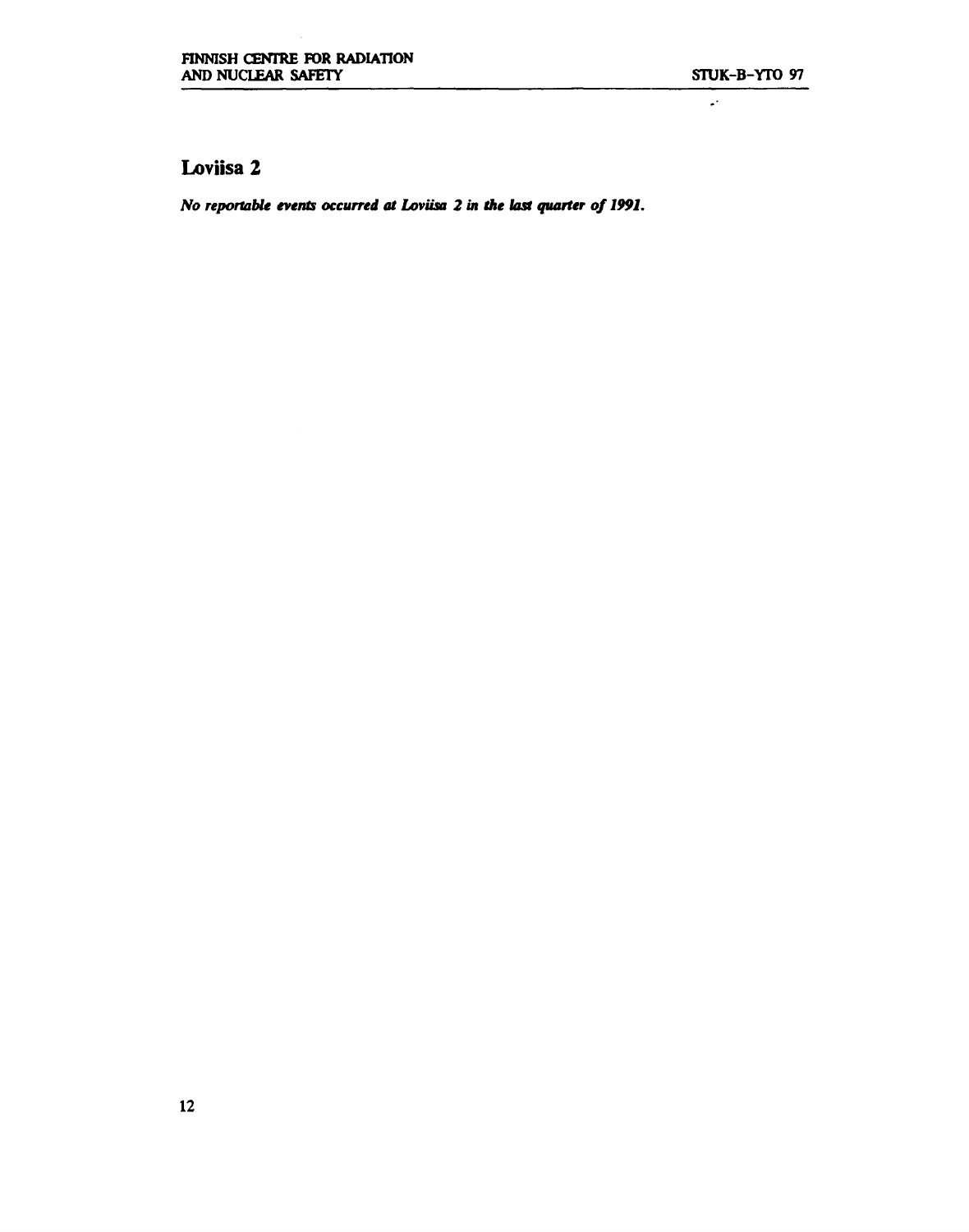## Loviisa 2

***No reportable events occurred at Loviisa 2 in the last quarter of 1991.***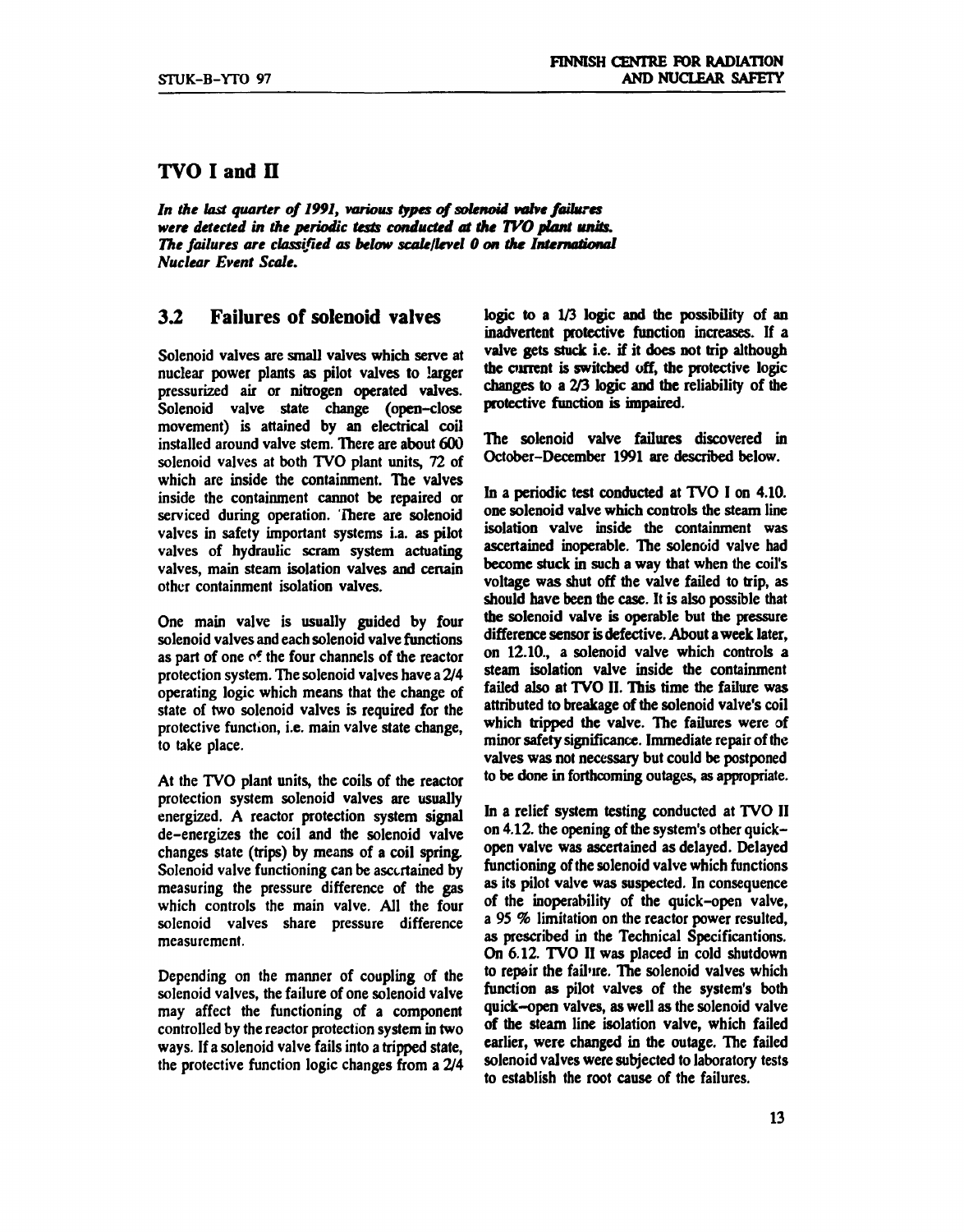## TVO I and II

***In the last quarter of 1991, various types of solenoid valve failures were detected in the periodic tests conducted at the TVO plant units. The failures are classified as below scale/level 0 on the International Nuclear Event Scale.***

### 3.2 Failures of solenoid valves

Solenoid valves are small valves which serve at nuclear power plants as pilot valves to larger pressurized air or nitrogen operated valves. Solenoid valve state change (open-close movement) is attained by an electrical coil installed around valve stem. There are about 600 solenoid valves at both TVO plant units, 72 of which are inside the containment. The valves inside the containment cannot be repaired or serviced during operation. There are solenoid valves in safety important systems i.a. as pilot valves of hydraulic scram system actuating valves, main steam isolation valves and certain other containment isolation valves.

One main valve is usually guided by four solenoid valves and each solenoid valve functions as part of one of the four channels of the reactor protection system. The solenoid valves have a 2/4 operating logic which means that the change of state of two solenoid valves is required for the protective function, i.e. main valve state change, to take place.

At the TVO plant units, the coils of the reactor protection system solenoid valves are usually energized. A reactor protection system signal de-energizes the coil and the solenoid valve changes state (trips) by means of a coil spring. Solenoid valve functioning can be ascertained by measuring the pressure difference of the gas which controls the main valve. All the four solenoid valves share pressure difference measurement.

Depending on the manner of coupling of the solenoid valves, the failure of one solenoid valve may affect the functioning of a component controlled by the reactor protection system in two ways. If a solenoid valve fails into a tripped state, the protective function logic changes from a 2/4 logic to a 1/3 logic and the possibility of an inadvertent protective function increases. If a valve gets stuck i.e. if it does not trip although the current is switched off, the protective logic changes to a 2/3 logic and the reliability of the protective function is impaired.

The solenoid valve failures discovered in October-December 1991 are described below.

In a periodic test conducted at TVO I on 4.10. one solenoid valve which controls the steam line isolation valve inside the containment was ascertained inoperable. The solenoid valve had become stuck in such a way that when the coil's voltage was shut off the valve failed to trip, as should have been the case. It is also possible that the solenoid valve is operable but the pressure difference sensor is defective. About a week later, on 12.10., a solenoid valve which controls a steam isolation valve inside the containment failed also at TVO II. This time the failure was attributed to breakage of the solenoid valve's coil which tripped the valve. The failures were of minor safety significance. Immediate repair of the valves was not necessary but could be postponed to be done in forthcoming outages, as appropriate.

In a relief system testing conducted at TVO II on 4.12. the opening of the system's other quick-open valve was ascertained as delayed. Delayed functioning of the solenoid valve which functions as its pilot valve was suspected. In consequence of the inoperability of the quick-open valve, a 95 % limitation on the reactor power resulted, as prescribed in the Technical Specificantions. On 6.12. TVO II was placed in cold shutdown to repair the failure. The solenoid valves which function as pilot valves of the system's both quick-open valves, as well as the solenoid valve of the steam line isolation valve, which failed earlier, were changed in the outage. The failed solenoid valves were subjected to laboratory tests to establish the root cause of the failures.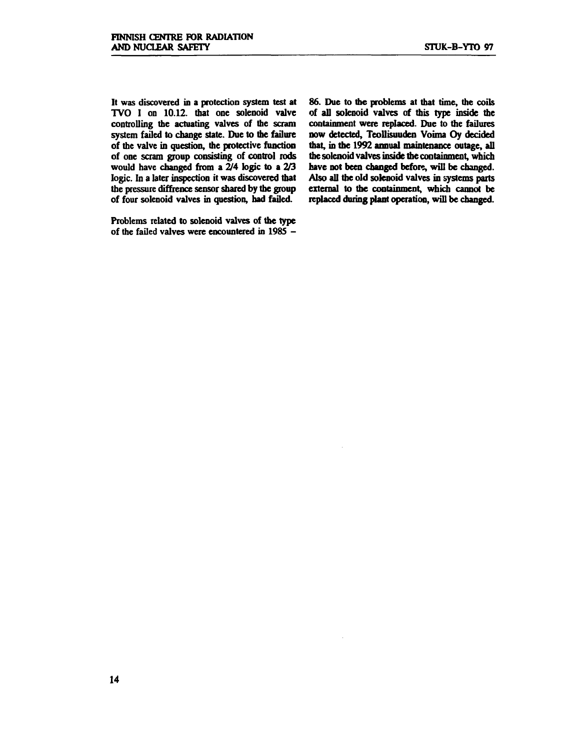It was discovered in a protection system test at TVO I on 10.12. that one solenoid valve controlling the actuating valves of the scram system failed to change state. Due to the failure of the valve in question, the protective function of one scram group consisting of control rods would have changed from a 2/4 logic to a 2/3 logic. In a later inspection it was discovered that the pressure diffrence sensor shared by the group of four solenoid valves in question, had failed.

Problems related to solenoid valves of the type of the failed valves were encountered in 1985 – 86. Due to the problems at that time, the coils of all solenoid valves of this type inside the containment were replaced. Due to the failures now detected, Teollisuuden Voima Oy decided that, in the 1992 annual maintenance outage, all the solenoid valves inside the containment, which have not been changed before, will be changed. Also all the old solenoid valves in systems parts external to the containment, which cannot be replaced during plant operation, will be changed.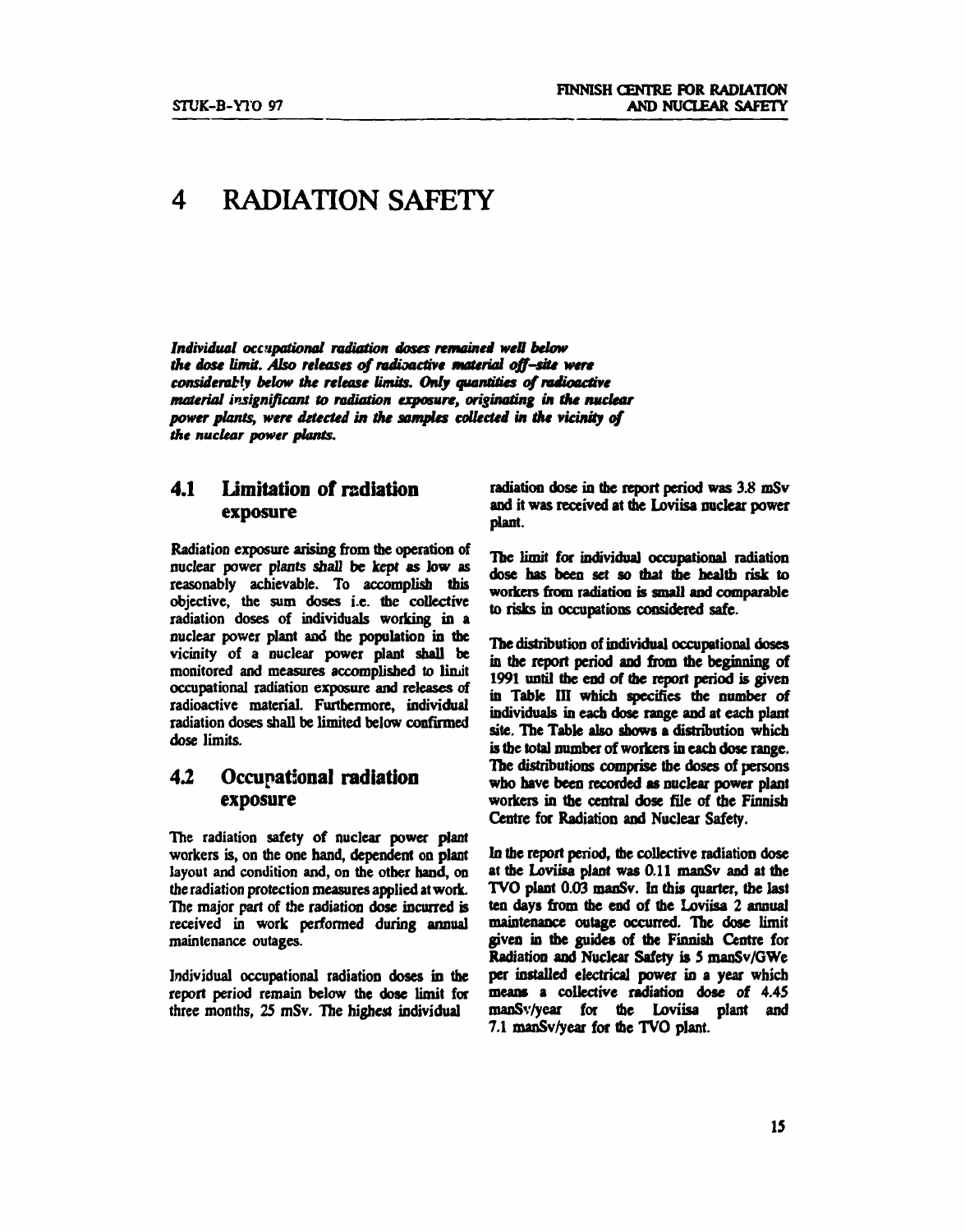# 4 RADIATION SAFETY

***Individual occupational radiation doses remained well below the dose limit. Also releases of radioactive material off-site were considerably below the release limits. Only quantities of radioactive material insignificant to radiation exposure, originating in the nuclear power plants, were detected in the samples collected in the vicinity of the nuclear power plants.***

## 4.1 Limitation of radiation exposure

Radiation exposure arising from the operation of nuclear power plants shall be kept as low as reasonably achievable. To accomplish this objective, the sum doses i.e. the collective radiation doses of individuals working in a nuclear power plant and the population in the vicinity of a nuclear power plant shall be monitored and measures accomplished to limit occupational radiation exposure and releases of radioactive material. Furthermore, individual radiation doses shall be limited below confirmed dose limits.

## 4.2 Occupational radiation exposure

The radiation safety of nuclear power plant workers is, on the one hand, dependent on plant layout and condition and, on the other hand, on the radiation protection measures applied at work. The major part of the radiation dose incurred is received in work performed during annual maintenance outages.

Individual occupational radiation doses in the report period remain below the dose limit for three months, 25 mSv. The highest individual radiation dose in the report period was 3.8 mSv and it was received at the Loviisa nuclear power plant.

The limit for individual occupational radiation dose has been set so that the health risk to workers from radiation is small and comparable to risks in occupations considered safe.

The distribution of individual occupational doses in the report period and from the beginning of 1991 until the end of the report period is given in Table III which specifies the number of individuals in each dose range and at each plant site. The Table also shows a distribution which is the total number of workers in each dose range. The distributions comprise the doses of persons who have been recorded as nuclear power plant workers in the central dose file of the Finnish Centre for Radiation and Nuclear Safety.

In the report period, the collective radiation dose at the Loviisa plant was 0.11 manSv and at the TVO plant 0.03 manSv. In this quarter, the last ten days from the end of the Loviisa 2 annual maintenance outage occurred. The dose limit given in the guides of the Finnish Centre for Radiation and Nuclear Safety is 5 manSv/GWe per installed electrical power in a year which means a collective radiation dose of 4.45 manSv/year for the Loviisa plant and 7.1 manSv/year for the TVO plant.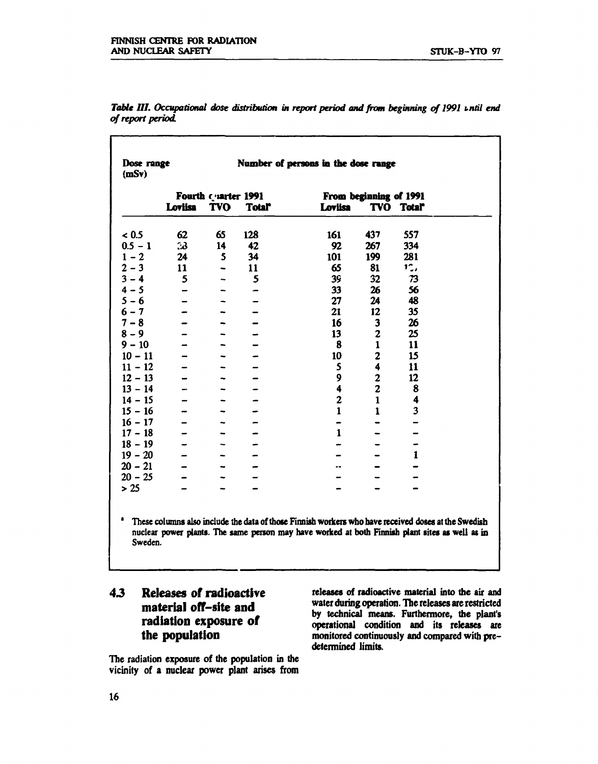*Table III. Occupational dose distribution in report period and from beginning of 1991 until end of report period.*

| Dose range (mSv) | Number of persons in the dose range | | | | | |
|---|---|---|---|---|---|---|
| | Fourth quarter 1991 | | | From beginning of 1991 | | |
| | Loviisa | TVO | Total* | Loviisa | TVO | Total* |
| < 0.5 | 62 | 65 | 128 | 161 | 437 | 557 |
| 0.5 – 1 | 28 | 14 | 42 | 92 | 267 | 334 |
| 1 – 2 | 24 | 5 | 34 | 101 | 199 | 281 |
| 2 – 3 | 11 | – | 11 | 65 | 81 | 1?? |
| 3 – 4 | 5 | – | 5 | 39 | 32 | 73 |
| 4 – 5 | – | – | – | 33 | 26 | 56 |
| 5 – 6 | – | – | – | 27 | 24 | 48 |
| 6 – 7 | – | – | – | 21 | 12 | 35 |
| 7 – 8 | – | – | – | 16 | 3 | 26 |
| 8 – 9 | – | – | – | 13 | 2 | 25 |
| 9 – 10 | – | – | – | 8 | 1 | 11 |
| 10 – 11 | – | – | – | 10 | 2 | 15 |
| 11 – 12 | – | – | – | 5 | 4 | 11 |
| 12 – 13 | – | – | – | 9 | 2 | 12 |
| 13 – 14 | – | – | – | 4 | 2 | 8 |
| 14 – 15 | – | – | – | 2 | 1 | 4 |
| 15 – 16 | – | – | – | 1 | 1 | 3 |
| 16 – 17 | – | – | – | – | – | – |
| 17 – 18 | – | – | – | 1 | – | – |
| 18 – 19 | – | – | – | – | – | – |
| 19 – 20 | – | – | – | – | – | 1 |
| 20 – 21 | – | – | – | – | – | – |
| 20 – 25 | – | – | – | – | – | – |
| > 25 | – | – | – | – | – | – |

* These columns also include the data of those Finnish workers who have received doses at the Swedish nuclear power plants. The same person may have worked at both Finnish plant sites as well as in Sweden.

## 4.3 Releases of radioactive material off-site and radiation exposure of the population

The radiation exposure of the population in the vicinity of a nuclear power plant arises from releases of radioactive material into the air and water during operation. The releases are restricted by technical means. Furthermore, the plant's operational condition and its releases are monitored continuously and compared with pre-determined limits.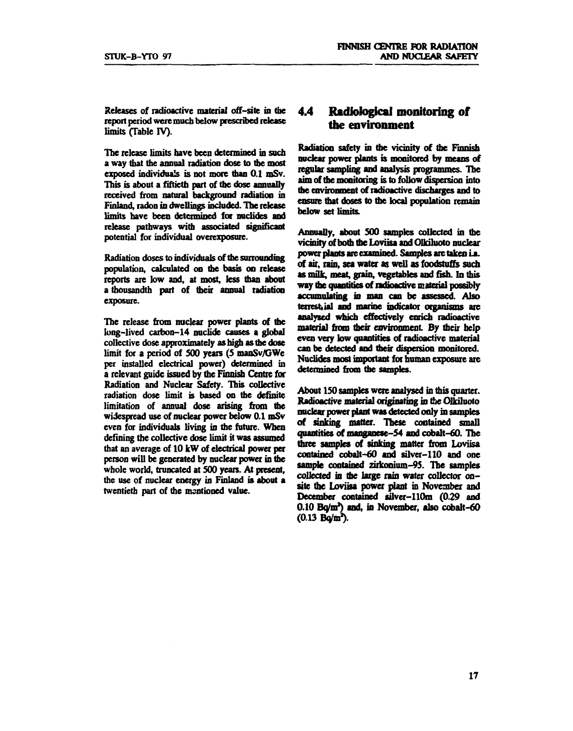Releases of radioactive material off-site in the report period were much below prescribed release limits (Table IV).

The release limits have been determined in such a way that the annual radiation dose to the most exposed individuals is not more than 0.1 mSv. This is about a fiftieth part of the dose annually received from natural background radiation in Finland, radon in dwellings included. The release limits have been determined for nuclides and release pathways with associated significant potential for individual overexposure.

Radiation doses to individuals of the surrounding population, calculated on the basis on release reports are low and, at most, less than about a thousandth part of their annual radiation exposure.

The release from nuclear power plants of the long-lived carbon-14 nuclide causes a global collective dose approximately as high as the dose limit for a period of 500 years (5 manSv/GWe per installed electrical power) determined in a relevant guide issued by the Finnish Centre for Radiation and Nuclear Safety. This collective radiation dose limit is based on the definite limitation of annual dose arising from the widespread use of nuclear power below 0.1 mSv even for individuals living in the future. When defining the collective dose limit it was assumed that an average of 10 kW of electrical power per person will be generated by nuclear power in the whole world, truncated at 500 years. At present, the use of nuclear energy in Finland is about a twentieth part of the mentioned value.

## 4.4 Radiological monitoring of the environment

Radiation safety in the vicinity of the Finnish nuclear power plants is monitored by means of regular sampling and analysis programmes. The aim of the monitoring is to follow dispersion into the environment of radioactive discharges and to ensure that doses to the local population remain below set limits.

Annually, about 500 samples collected in the vicinity of both the Loviisa and Olkiluoto nuclear power plants are examined. Samples are taken i.a. of air, rain, sea water as well as foodstuffs such as milk, meat, grain, vegetables and fish. In this way the quantities of radioactive material possibly accumulating in man can be assessed. Also terrestrial and marine indicator organisms are analysed which effectively enrich radioactive material from their environment. By their help even very low quantities of radioactive material can be detected and their dispersion monitored. Nuclides most important for human exposure are determined from the samples.

About 150 samples were analysed in this quarter. Radioactive material originating in the Olkiluoto nuclear power plant was detected only in samples of sinking matter. These contained small quantities of manganese-54 and cobalt-60. The three samples of sinking matter from Loviisa contained cobalt-60 and silver-110 and one sample contained zirkonium-95. The samples collected in the large rain water collector on-site the Loviisa power plant in November and December contained silver-110m (0.29 and 0.10 $Bq/m^2$) and, in November, also cobalt-60 (0.13 $Bq/m^2$).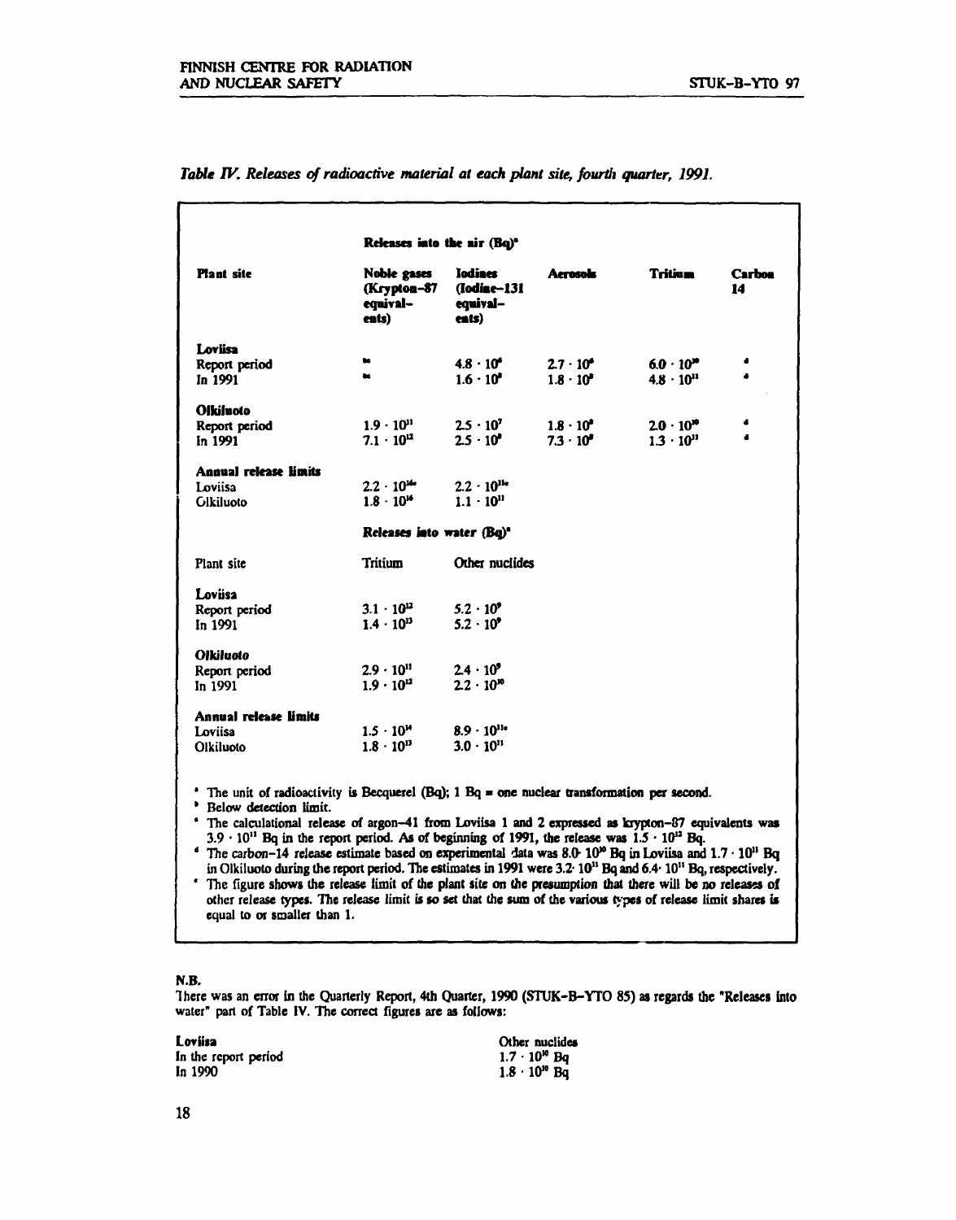*Table IV. Releases of radioactive material at each plant site, fourth quarter, 1991.*

| | Releases into the air (Bq)[a] | | | | |
|---|---|---|---|---|---|
| **Plant site** | **Noble gases (Krypton-87 equivalents)** | **Iodines (Iodine-131 equivalents)** | **Aerosols** | **Tritium** | **Carbon 14** |
| **Loviisa** | | | | | |
| Report period | [bc] | $4.8 \cdot 10^{6}$ | $2.7 \cdot 10^{6}$ | $6.0 \cdot 10^{10}$ | [d] |
| In 1991 | [bc] | $1.6 \cdot 10^{8}$ | $1.8 \cdot 10^{8}$ | $4.8 \cdot 10^{11}$ | [d] |
| **Olkiluoto** | | | | | |
| Report period | $1.9 \cdot 10^{11}$ | $2.5 \cdot 10^{7}$ | $1.8 \cdot 10^{8}$ | $2.0 \cdot 10^{10}$ | [d] |
| In 1991 | $7.1 \cdot 10^{12}$ | $2.5 \cdot 10^{8}$ | $7.3 \cdot 10^{8}$ | $1.3 \cdot 10^{11}$ | [d] |
| **Annual release limits** | | | | | |
| Loviisa | $2.2 \cdot 10^{16}$[e] | $2.2 \cdot 10^{11}$[e] | | | |
| Olkiluoto | $1.8 \cdot 10^{16}$ | $1.1 \cdot 10^{11}$ | | | |

| | Releases into water (Bq)[a] | |
|---|---|---|
| Plant site | Tritium | Other nuclides |
| **Loviisa** | | |
| Report period | $3.1 \cdot 10^{12}$ | $5.2 \cdot 10^{9}$ |
| In 1991 | $1.4 \cdot 10^{13}$ | $5.2 \cdot 10^{9}$ |
| **Olkiluoto** | | |
| Report period | $2.9 \cdot 10^{11}$ | $2.4 \cdot 10^{9}$ |
| In 1991 | $1.9 \cdot 10^{12}$ | $2.2 \cdot 10^{10}$ |
| **Annual release limits** | | |
| Loviisa | $1.5 \cdot 10^{14}$ | $8.9 \cdot 10^{11}$[e] |
| Olkiluoto | $1.8 \cdot 10^{13}$ | $3.0 \cdot 10^{11}$ |

[a] The unit of radioactivity is Becquerel (Bq); 1 Bq = one nuclear transformation per second.
[b] Below detection limit.
[c] The calculational release of argon-41 from Loviisa 1 and 2 expressed as krypton-87 equivalents was $3.9 \cdot 10^{11}$ Bq in the report period. As of beginning of 1991, the release was $1.5 \cdot 10^{12}$ Bq.
[d] The carbon-14 release estimate based on experimental data was $8.0 \cdot 10^{10}$ Bq in Loviisa and $1.7 \cdot 10^{11}$ Bq in Olkiluoto during the report period. The estimates in 1991 were $3.2 \cdot 10^{11}$ Bq and $6.4 \cdot 10^{11}$ Bq, respectively.
[e] The figure shows the release limit of the plant site on the presumption that there will be no releases of other release types. The release limit is so set that the sum of the various types of release limit shares is equal to or smaller than 1.

**N.B.**

There was an error in the Quarterly Report, 4th Quarter, 1990 (STUK-B-YTO 85) as regards the "Releases into water" part of Table IV. The correct figures are as follows:

| **Loviisa** | Other nuclides |
|---|---|
| In the report period | $1.7 \cdot 10^{10}$ Bq |
| In 1990 | $1.8 \cdot 10^{10}$ Bq |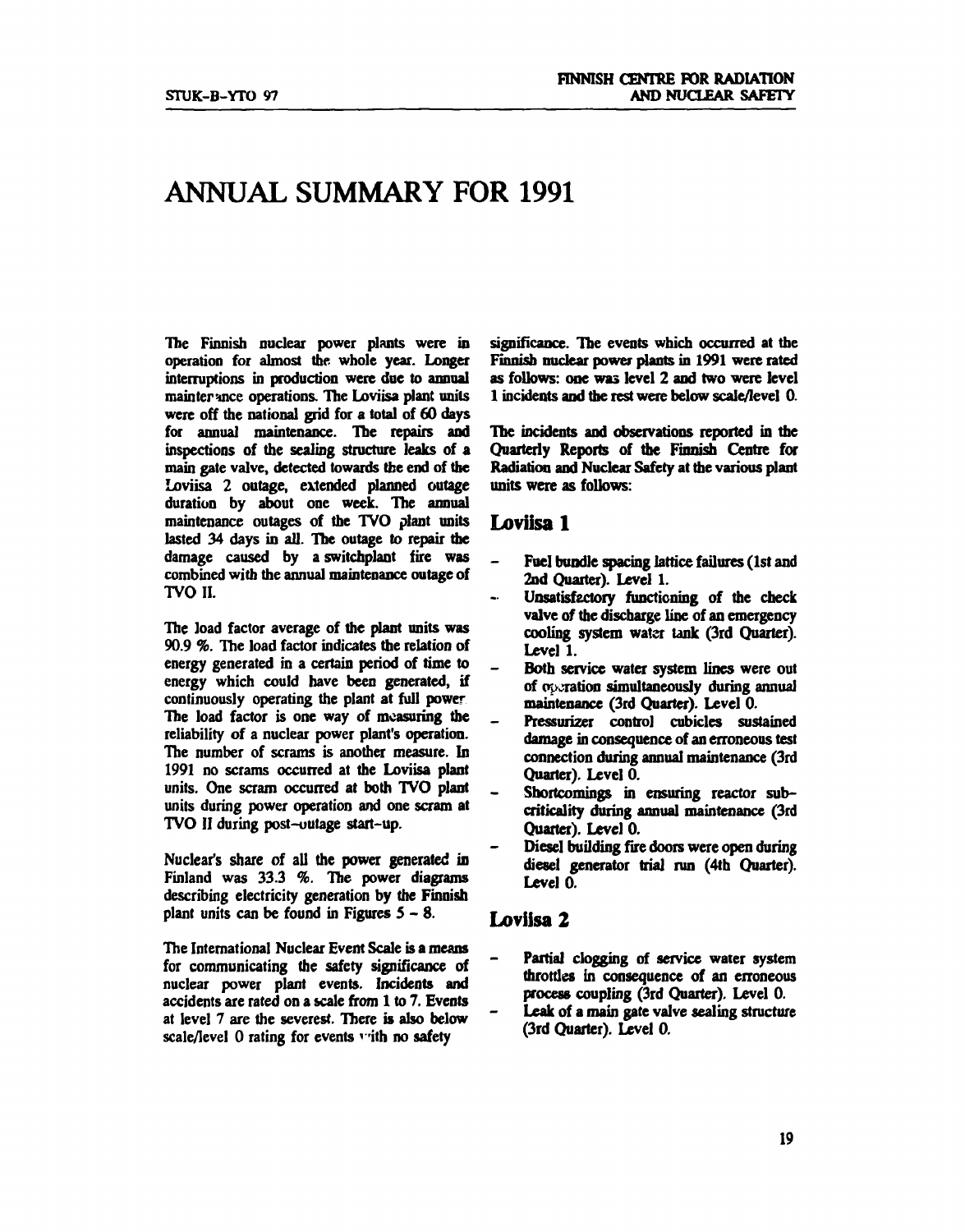# ANNUAL SUMMARY FOR 1991

The Finnish nuclear power plants were in operation for almost the whole year. Longer interruptions in production were due to annual maintenance operations. The Loviisa plant units were off the national grid for a total of 60 days for annual maintenance. The repairs and inspections of the sealing structure leaks of a main gate valve, detected towards the end of the Loviisa 2 outage, extended planned outage duration by about one week. The annual maintenance outages of the TVO plant units lasted 34 days in all. The outage to repair the damage caused by a switchplant fire was combined with the annual maintenance outage of TVO II.

The load factor average of the plant units was 90.9 %. The load factor indicates the relation of energy generated in a certain period of time to energy which could have been generated, if continuously operating the plant at full power. The load factor is one way of measuring the reliability of a nuclear power plant's operation. The number of scrams is another measure. In 1991 no scrams occurred at the Loviisa plant units. One scram occurred at both TVO plant units during power operation and one scram at TVO II during post-outage start-up.

Nuclear's share of all the power generated in Finland was 33.3 %. The power diagrams describing electricity generation by the Finnish plant units can be found in Figures 5 – 8.

The International Nuclear Event Scale is a means for communicating the safety significance of nuclear power plant events. Incidents and accidents are rated on a scale from 1 to 7. Events at level 7 are the severest. There is also below scale/level 0 rating for events with no safety significance. The events which occurred at the Finnish nuclear power plants in 1991 were rated as follows: one was level 2 and two were level 1 incidents and the rest were below scale/level 0.

The incidents and observations reported in the Quarterly Reports of the Finnish Centre for Radiation and Nuclear Safety at the various plant units were as follows:

## Loviisa 1

- Fuel bundle spacing lattice failures (1st and 2nd Quarter). Level 1.
- Unsatisfactory functioning of the check valve of the discharge line of an emergency cooling system water tank (3rd Quarter). Level 1.
- Both service water system lines were out of operation simultaneously during annual maintenance (3rd Quarter). Level 0.
- Pressurizer control cubicles sustained damage in consequence of an erroneous test connection during annual maintenance (3rd Quarter). Level 0.
- Shortcomings in ensuring reactor sub-criticality during annual maintenance (3rd Quarter). Level 0.
- Diesel building fire doors were open during diesel generator trial run (4th Quarter). Level 0.

## Loviisa 2

- Partial clogging of service water system throttles in consequence of an erroneous process coupling (3rd Quarter). Level 0.
- Leak of a main gate valve sealing structure (3rd Quarter). Level 0.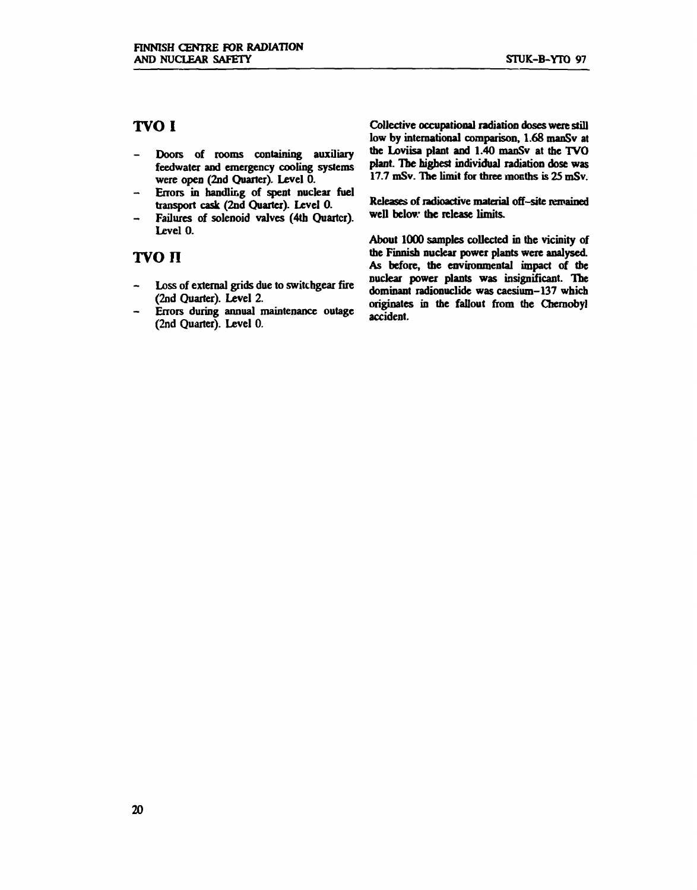## TVO I

- Doors of rooms containing auxiliary feedwater and emergency cooling systems were open (2nd Quarter). Level 0.
- Errors in handling of spent nuclear fuel transport cask (2nd Quarter). Level 0.
- Failures of solenoid valves (4th Quarter). Level 0.

## TVO II

- Loss of external grids due to switchgear fire (2nd Quarter). Level 2.
- Errors during annual maintenance outage (2nd Quarter). Level 0.

Collective occupational radiation doses were still low by international comparison, 1.68 manSv at the Loviisa plant and 1.40 manSv at the TVO plant. The highest individual radiation dose was 17.7 mSv. The limit for three months is 25 mSv.

Releases of radioactive material off-site remained well below the release limits.

About 1000 samples collected in the vicinity of the Finnish nuclear power plants were analysed. As before, the environmental impact of the nuclear power plants was insignificant. The dominant radionuclide was caesium-137 which originates in the fallout from the Chernobyl accident.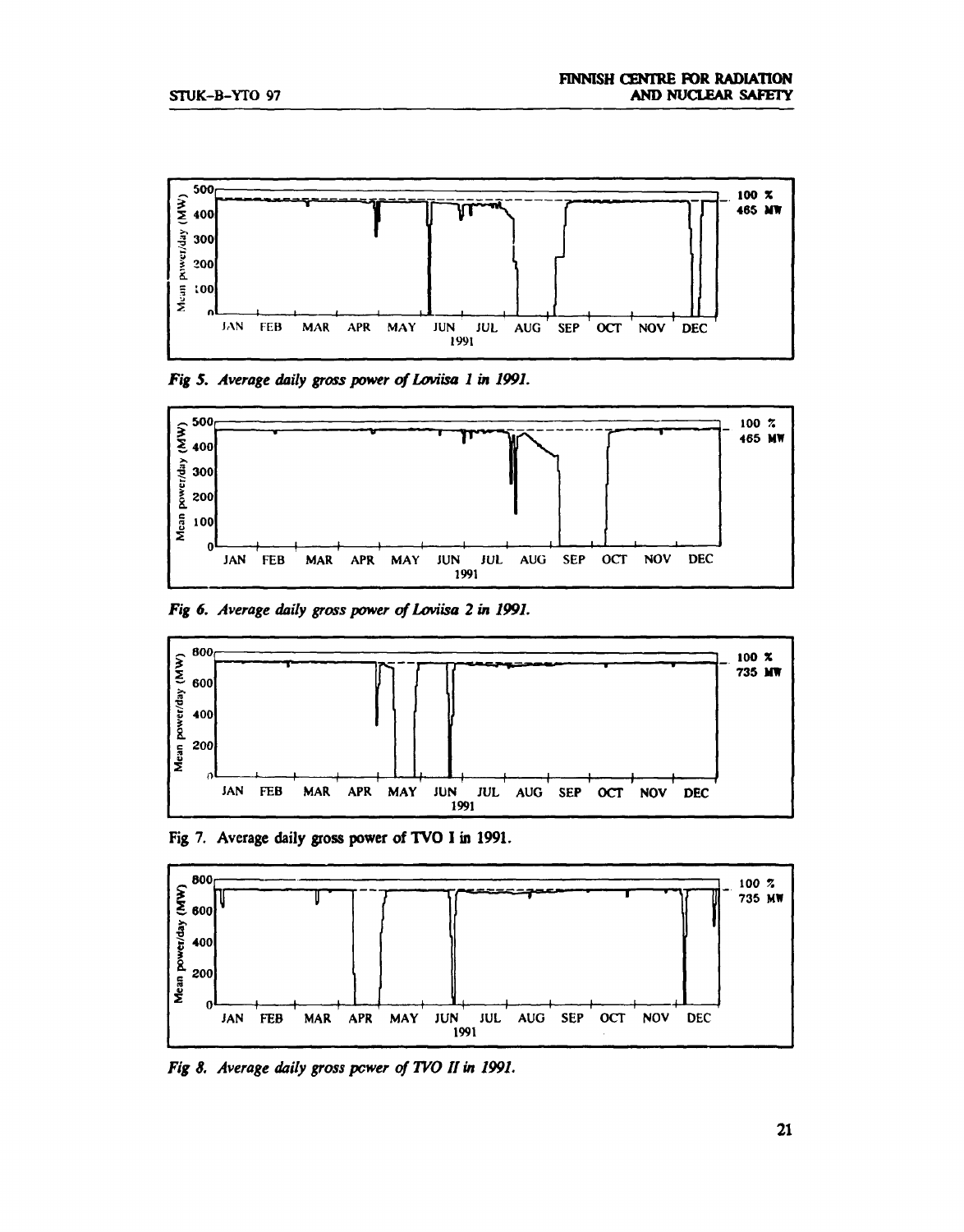*Fig 5. Average daily gross power of Loviisa 1 in 1991.*

*Fig 6. Average daily gross power of Loviisa 2 in 1991.*

Fig 7. Average daily gross power of TVO I in 1991.

*Fig 8. Average daily gross power of TVO II in 1991.*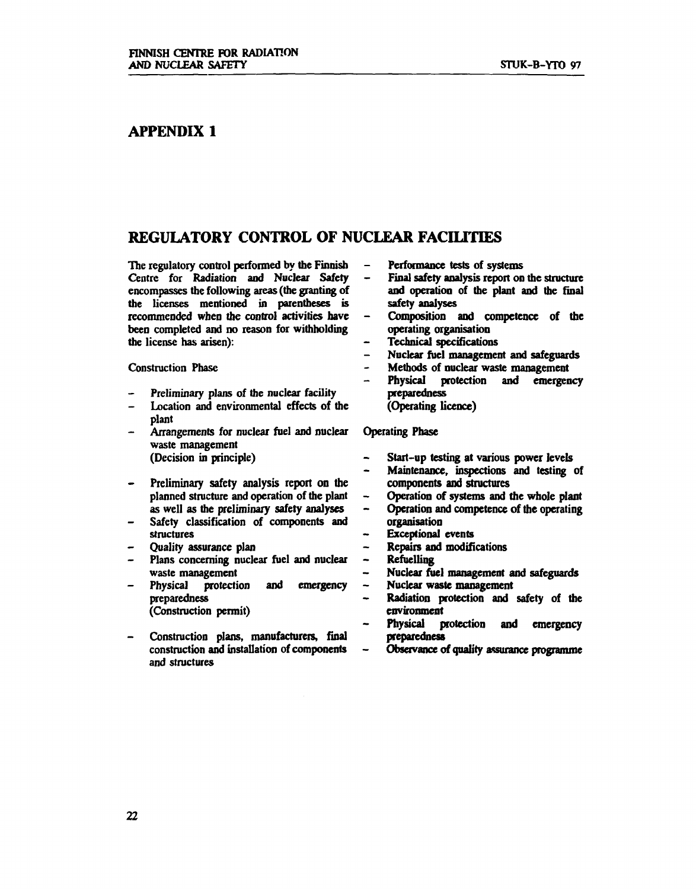# APPENDIX 1

## REGULATORY CONTROL OF NUCLEAR FACILITIES

The regulatory control performed by the Finnish Centre for Radiation and Nuclear Safety encompasses the following areas (the granting of the licenses mentioned in parentheses is recommended when the control activities have been completed and no reason for withholding the license has arisen):

Construction Phase

- Preliminary plans of the nuclear facility
- Location and environmental effects of the plant
- Arrangements for nuclear fuel and nuclear waste management
  (Decision in principle)

- Preliminary safety analysis report on the planned structure and operation of the plant as well as the preliminary safety analyses
- Safety classification of components and structures
- Quality assurance plan
- Plans concerning nuclear fuel and nuclear waste management
- Physical protection and emergency preparedness
  (Construction permit)

- Construction plans, manufacturers, final construction and installation of components and structures
- Performance tests of systems
- Final safety analysis report on the structure and operation of the plant and the final safety analyses
- Composition and competence of the operating organisation
- Technical specifications
- Nuclear fuel management and safeguards
- Methods of nuclear waste management
- Physical protection and emergency preparedness
  (Operating licence)

Operating Phase

- Start-up testing at various power levels
- Maintenance, inspections and testing of components and structures
- Operation of systems and the whole plant
- Operation and competence of the operating organisation
- Exceptional events
- Repairs and modifications
- Refuelling
- Nuclear fuel management and safeguards
- Nuclear waste management
- Radiation protection and safety of the environment
- Physical protection and emergency preparedness
- Observance of quality assurance programme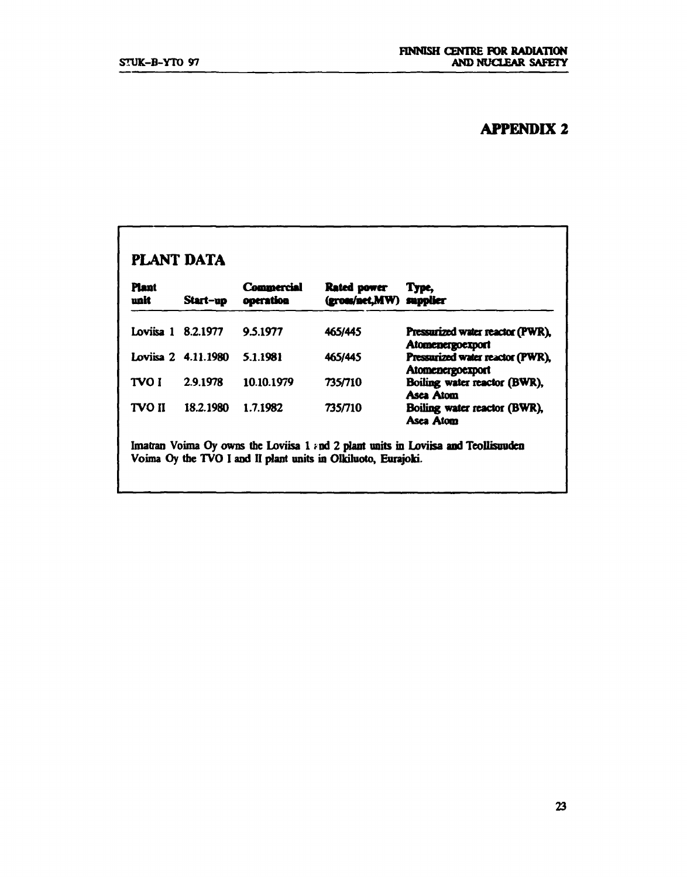# APPENDIX 2

## PLANT DATA

| Plant unit | Start-up | Commercial operation | Rated power (gross/net,MW) | Type, supplier |
|---|---|---|---|---|
| Loviisa 1 | 8.2.1977 | 9.5.1977 | 465/445 | Pressurized water reactor (PWR), Atomenergoexport |
| Loviisa 2 | 4.11.1980 | 5.1.1981 | 465/445 | Pressurized water reactor (PWR), Atomenergoexport |
| TVO I | 2.9.1978 | 10.10.1979 | 735/710 | Boiling water reactor (BWR), Asea Atom |
| TVO II | 18.2.1980 | 1.7.1982 | 735/710 | Boiling water reactor (BWR), Asea Atom |

Imatran Voima Oy owns the Loviisa 1 and 2 plant units in Loviisa and Teollisuuden Voima Oy the TVO I and II plant units in Olkiluoto, Eurajoki.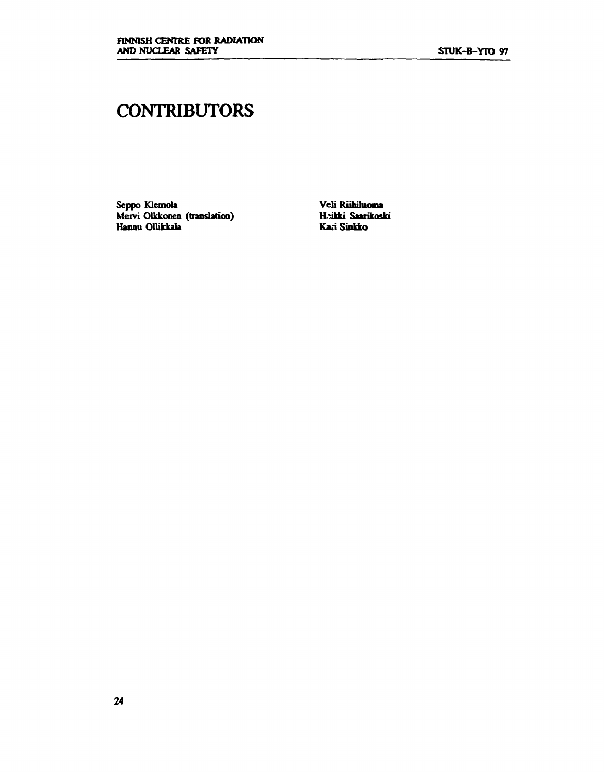# CONTRIBUTORS

Seppo Klemola
Mervi Olkkonen (translation)
Hannu Ollikkala

Veli Riihiluoma
Heikki Saarikoski
Kari Sinkko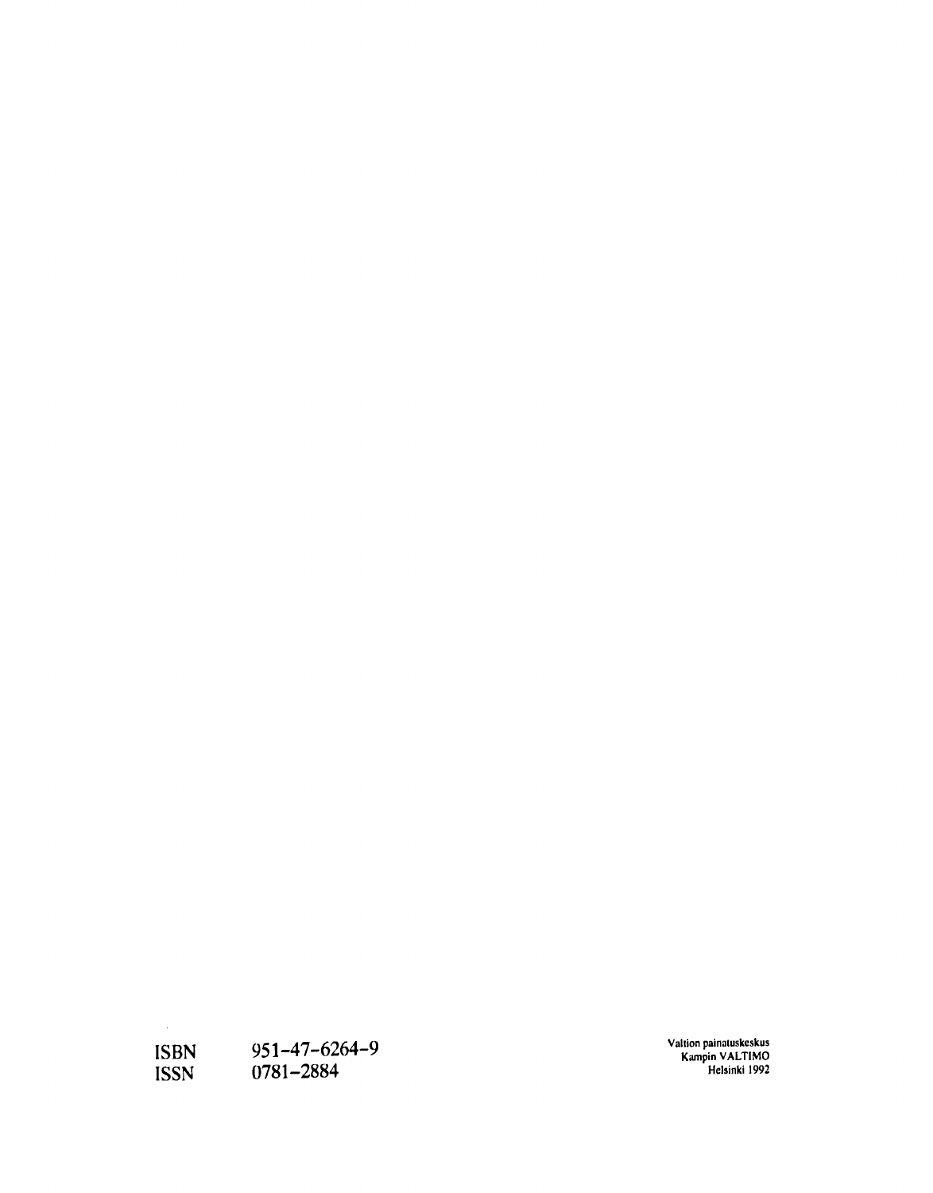ISBN 951-47-6264-9
ISSN 0781-2884

Valtion painatuskeskus
Kampin VALTIMO
Helsinki 1992